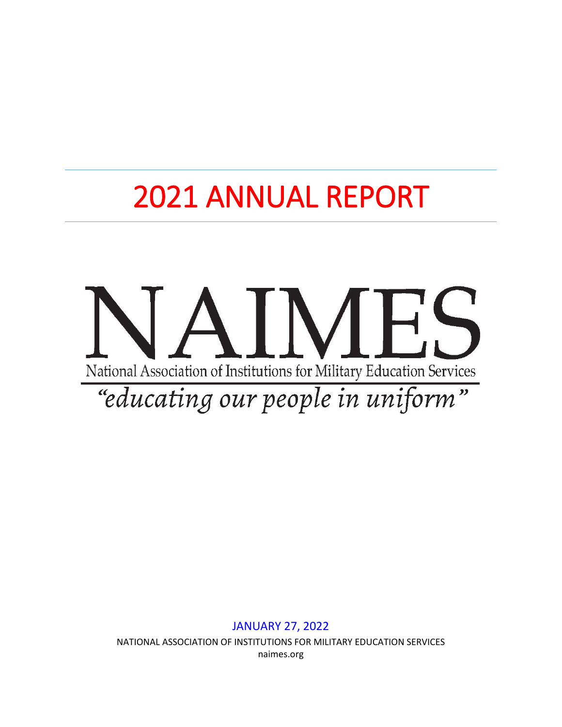# 2021 ANNUAL REPORT

# NAIMES

National Association of Institutions for Military Education Services

*"educating our people in uniform"*

JANUARY 27, 2022

NATIONAL ASSOCIATION OF INSTITUTIONS FOR MILITARY EDUCATION SERVICES

naimes.org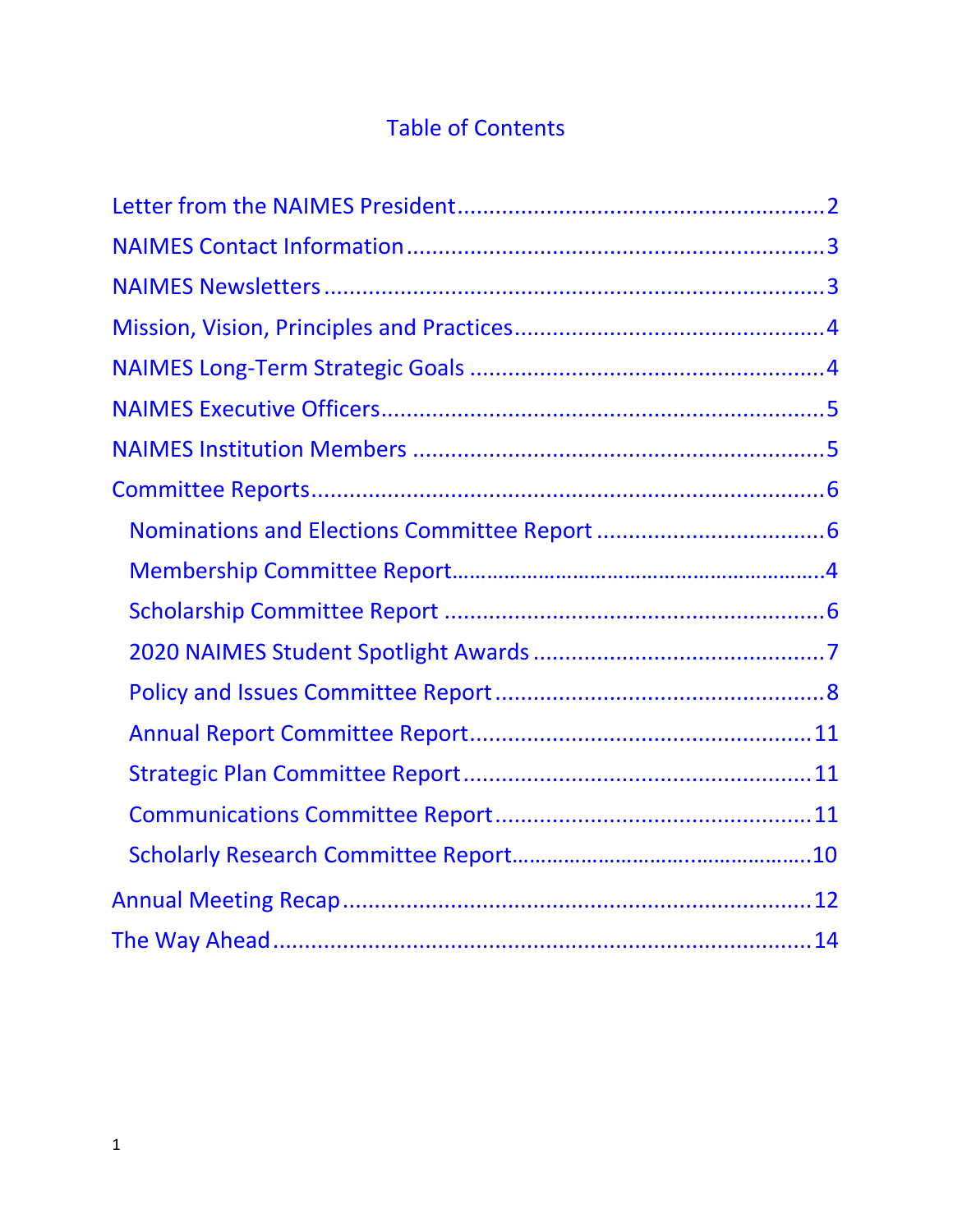# Table of Contents

Letter from the NAIMES President........................................................2

NAIMES Contact Information...............................................................3

NAIMES Newsletters...........................................................................3

Mission, Vision, Principles and Practices...............................................4

NAIMES Long-Term Strategic Goals.....................................................4

NAIMES Executive Officers...................................................................5

NAIMES Institution Members...............................................................5

Committee Reports................................................................................6

- Nominations and Elections Committee Report..................................6
- Membership Committee Report.........................................................4
- Scholarship Committee Report..........................................................6
- 2020 NAIMES Student Spotlight Awards............................................7
- Policy and Issues Committee Report..................................................8
- Annual Report Committee Report....................................................11
- Strategic Plan Committee Report.....................................................11
- Communications Committee Report.................................................11
- Scholarly Research Committee Report.............................................10

Annual Meeting Recap.........................................................................12

The Way Ahead....................................................................................14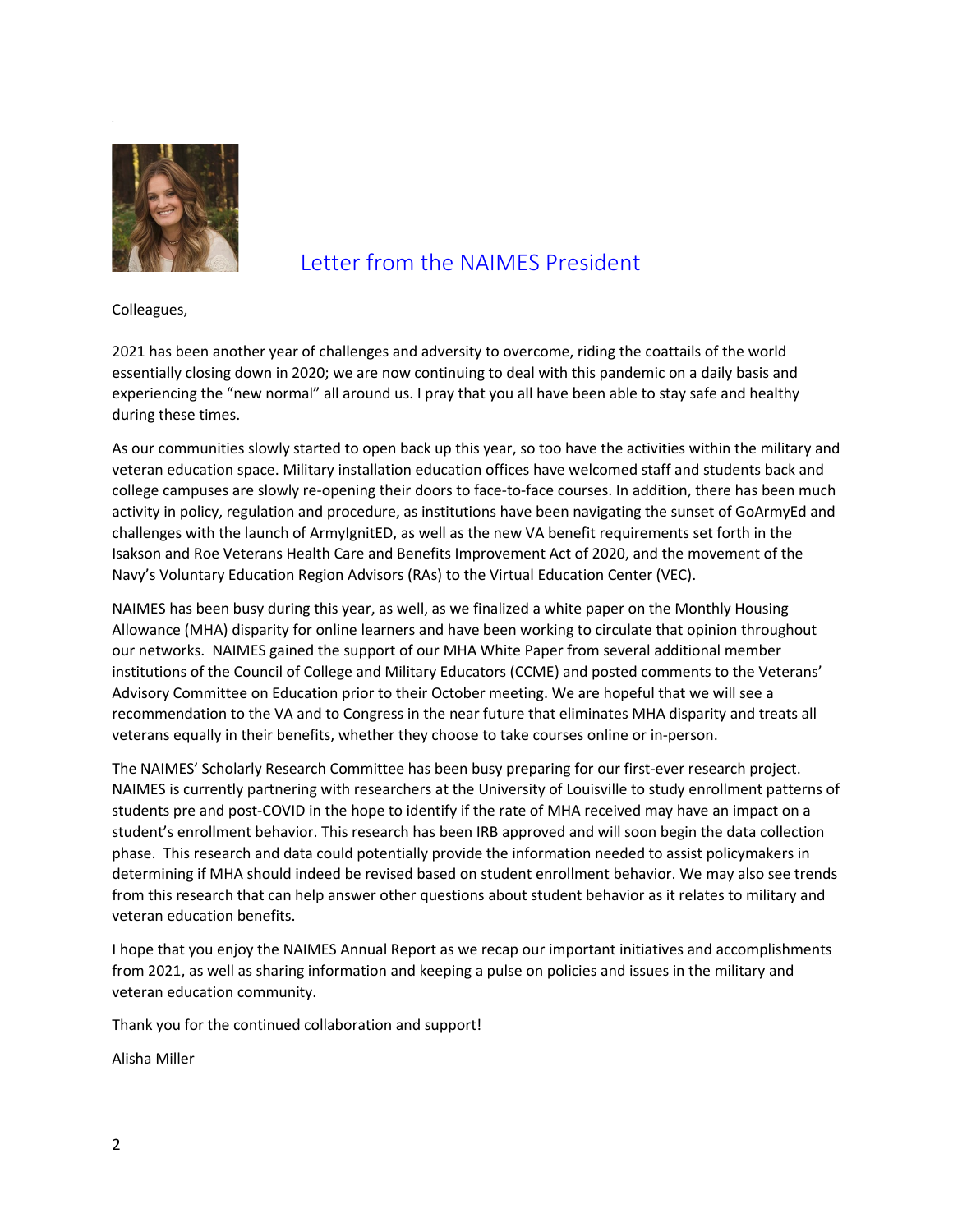# Letter from the NAIMES President

Colleagues,

2021 has been another year of challenges and adversity to overcome, riding the coattails of the world essentially closing down in 2020; we are now continuing to deal with this pandemic on a daily basis and experiencing the "new normal" all around us. I pray that you all have been able to stay safe and healthy during these times.

As our communities slowly started to open back up this year, so too have the activities within the military and veteran education space. Military installation education offices have welcomed staff and students back and college campuses are slowly re-opening their doors to face-to-face courses. In addition, there has been much activity in policy, regulation and procedure, as institutions have been navigating the sunset of GoArmyEd and challenges with the launch of ArmyIgnitED, as well as the new VA benefit requirements set forth in the Isakson and Roe Veterans Health Care and Benefits Improvement Act of 2020, and the movement of the Navy's Voluntary Education Region Advisors (RAs) to the Virtual Education Center (VEC).

NAIMES has been busy during this year, as well, as we finalized a white paper on the Monthly Housing Allowance (MHA) disparity for online learners and have been working to circulate that opinion throughout our networks. NAIMES gained the support of our MHA White Paper from several additional member institutions of the Council of College and Military Educators (CCME) and posted comments to the Veterans' Advisory Committee on Education prior to their October meeting. We are hopeful that we will see a recommendation to the VA and to Congress in the near future that eliminates MHA disparity and treats all veterans equally in their benefits, whether they choose to take courses online or in-person.

The NAIMES' Scholarly Research Committee has been busy preparing for our first-ever research project. NAIMES is currently partnering with researchers at the University of Louisville to study enrollment patterns of students pre and post-COVID in the hope to identify if the rate of MHA received may have an impact on a student's enrollment behavior. This research has been IRB approved and will soon begin the data collection phase. This research and data could potentially provide the information needed to assist policymakers in determining if MHA should indeed be revised based on student enrollment behavior. We may also see trends from this research that can help answer other questions about student behavior as it relates to military and veteran education benefits.

I hope that you enjoy the NAIMES Annual Report as we recap our important initiatives and accomplishments from 2021, as well as sharing information and keeping a pulse on policies and issues in the military and veteran education community.

Thank you for the continued collaboration and support!

Alisha Miller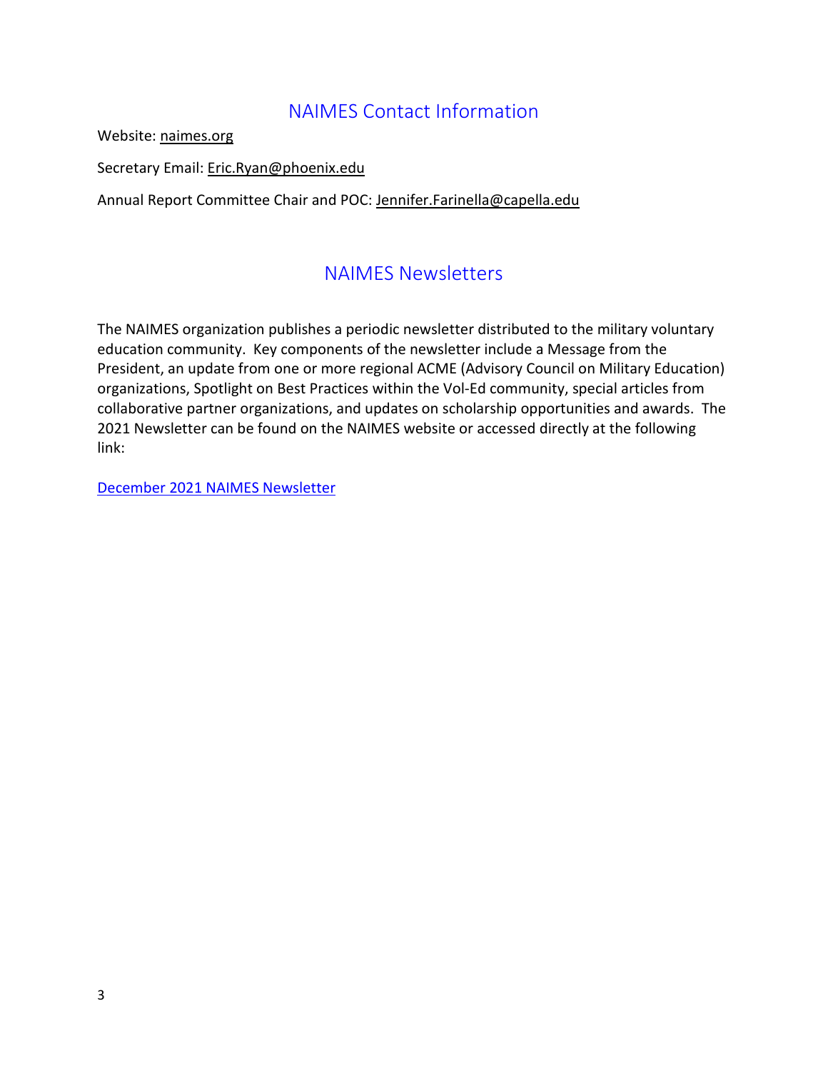## NAIMES Contact Information

Website: naimes.org

Secretary Email: Eric.Ryan@phoenix.edu

Annual Report Committee Chair and POC: Jennifer.Farinella@capella.edu

## NAIMES Newsletters

The NAIMES organization publishes a periodic newsletter distributed to the military voluntary education community. Key components of the newsletter include a Message from the President, an update from one or more regional ACME (Advisory Council on Military Education) organizations, Spotlight on Best Practices within the Vol-Ed community, special articles from collaborative partner organizations, and updates on scholarship opportunities and awards. The 2021 Newsletter can be found on the NAIMES website or accessed directly at the following link:

December 2021 NAIMES Newsletter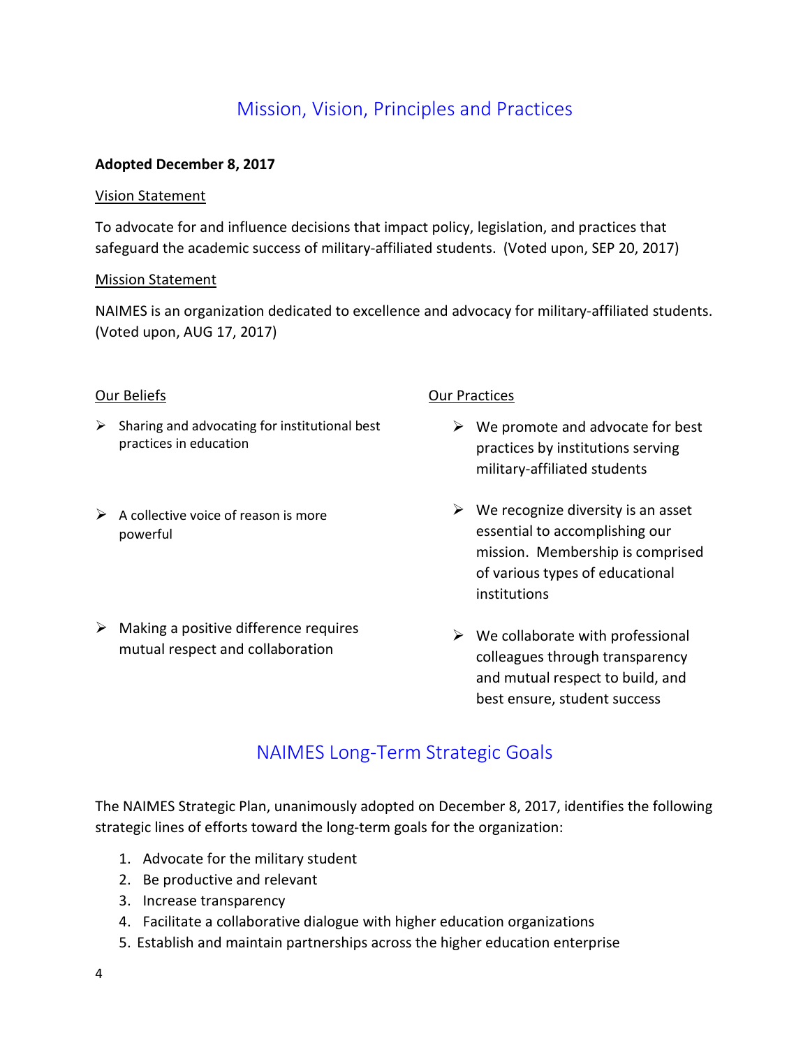## Mission, Vision, Principles and Practices

**Adopted December 8, 2017**

Vision Statement

To advocate for and influence decisions that impact policy, legislation, and practices that safeguard the academic success of military-affiliated students. (Voted upon, SEP 20, 2017)

Mission Statement

NAIMES is an organization dedicated to excellence and advocacy for military-affiliated students. (Voted upon, AUG 17, 2017)

Our Beliefs

- Sharing and advocating for institutional best practices in education
- A collective voice of reason is more powerful
- Making a positive difference requires mutual respect and collaboration

Our Practices

- We promote and advocate for best practices by institutions serving military-affiliated students
- We recognize diversity is an asset essential to accomplishing our mission. Membership is comprised of various types of educational institutions
- We collaborate with professional colleagues through transparency and mutual respect to build, and best ensure, student success

## NAIMES Long-Term Strategic Goals

The NAIMES Strategic Plan, unanimously adopted on December 8, 2017, identifies the following strategic lines of efforts toward the long-term goals for the organization:

1. Advocate for the military student
2. Be productive and relevant
3. Increase transparency
4. Facilitate a collaborative dialogue with higher education organizations
5. Establish and maintain partnerships across the higher education enterprise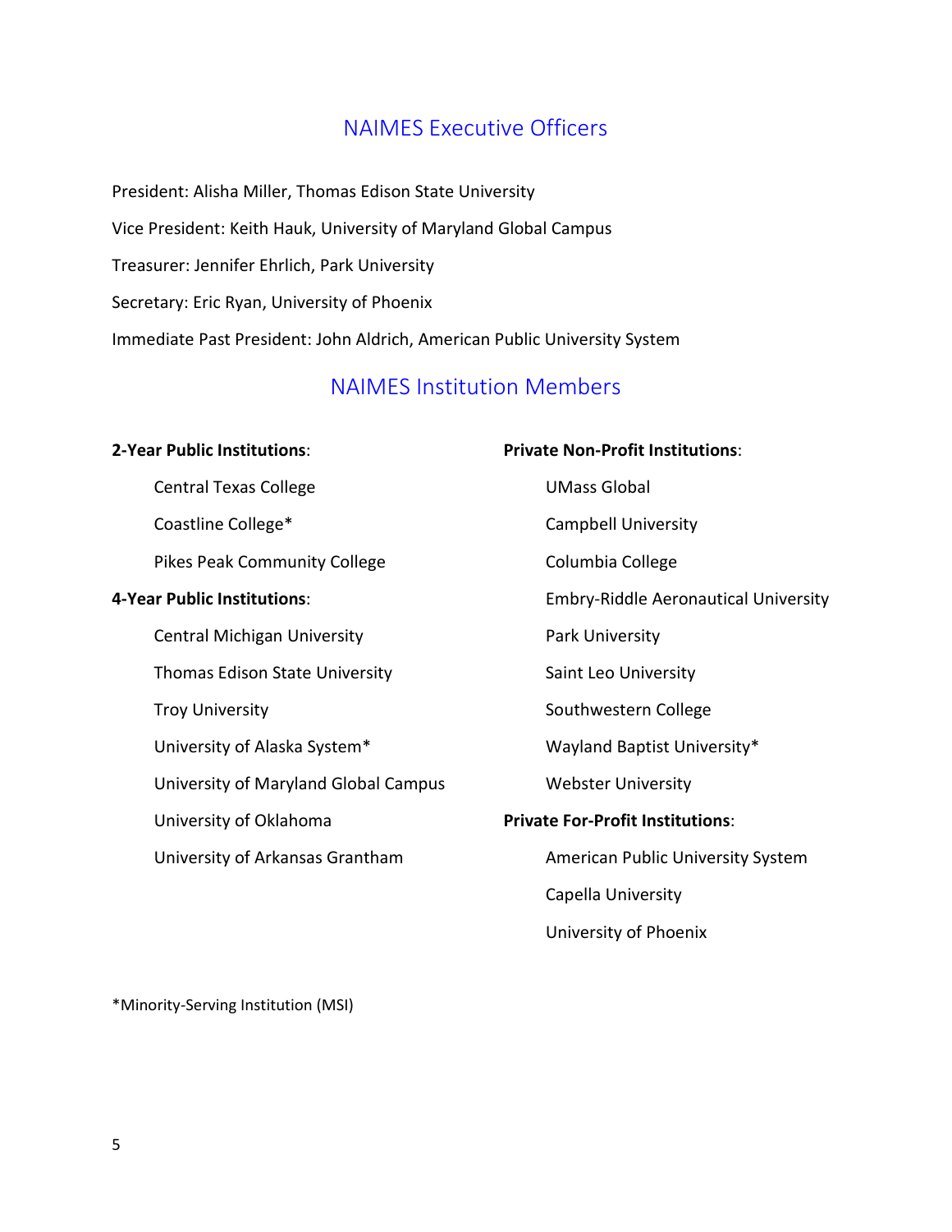## NAIMES Executive Officers

President: Alisha Miller, Thomas Edison State University

Vice President: Keith Hauk, University of Maryland Global Campus

Treasurer: Jennifer Ehrlich, Park University

Secretary: Eric Ryan, University of Phoenix

Immediate Past President: John Aldrich, American Public University System

## NAIMES Institution Members

**2-Year Public Institutions**:

- Central Texas College
- Coastline College*
- Pikes Peak Community College

**4-Year Public Institutions**:

- Central Michigan University
- Thomas Edison State University
- Troy University
- University of Alaska System*
- University of Maryland Global Campus
- University of Oklahoma
- University of Arkansas Grantham

**Private Non-Profit Institutions**:

- UMass Global
- Campbell University
- Columbia College
- Embry-Riddle Aeronautical University
- Park University
- Saint Leo University
- Southwestern College
- Wayland Baptist University*
- Webster University

**Private For-Profit Institutions**:

- American Public University System
- Capella University
- University of Phoenix

*Minority-Serving Institution (MSI)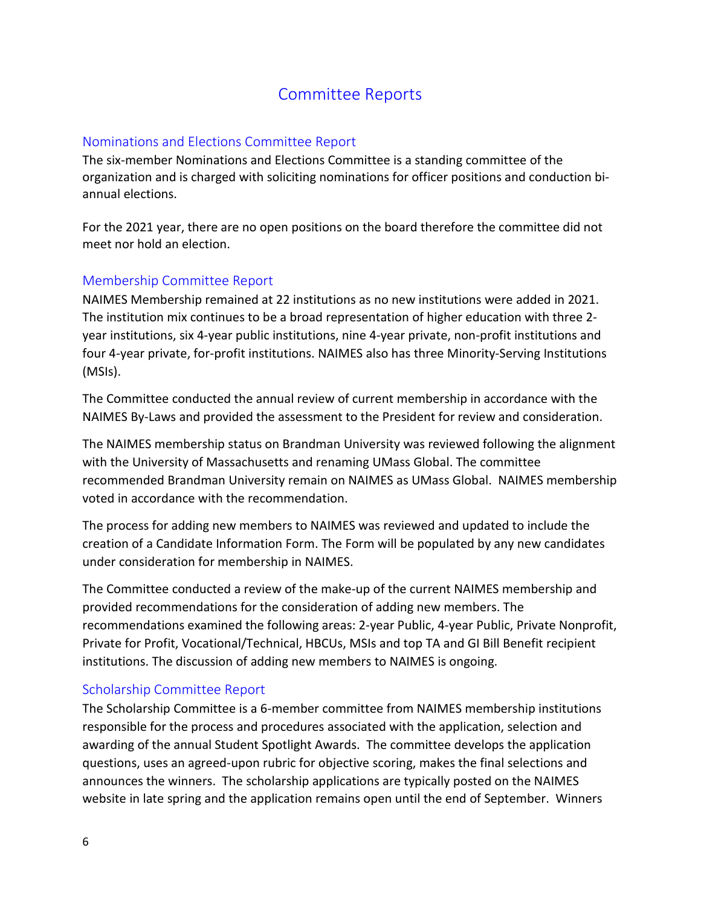# Committee Reports

## Nominations and Elections Committee Report

The six-member Nominations and Elections Committee is a standing committee of the organization and is charged with soliciting nominations for officer positions and conduction bi-annual elections.

For the 2021 year, there are no open positions on the board therefore the committee did not meet nor hold an election.

## Membership Committee Report

NAIMES Membership remained at 22 institutions as no new institutions were added in 2021. The institution mix continues to be a broad representation of higher education with three 2-year institutions, six 4-year public institutions, nine 4-year private, non-profit institutions and four 4-year private, for-profit institutions. NAIMES also has three Minority-Serving Institutions (MSIs).

The Committee conducted the annual review of current membership in accordance with the NAIMES By-Laws and provided the assessment to the President for review and consideration.

The NAIMES membership status on Brandman University was reviewed following the alignment with the University of Massachusetts and renaming UMass Global. The committee recommended Brandman University remain on NAIMES as UMass Global. NAIMES membership voted in accordance with the recommendation.

The process for adding new members to NAIMES was reviewed and updated to include the creation of a Candidate Information Form. The Form will be populated by any new candidates under consideration for membership in NAIMES.

The Committee conducted a review of the make-up of the current NAIMES membership and provided recommendations for the consideration of adding new members. The recommendations examined the following areas: 2-year Public, 4-year Public, Private Nonprofit, Private for Profit, Vocational/Technical, HBCUs, MSIs and top TA and GI Bill Benefit recipient institutions. The discussion of adding new members to NAIMES is ongoing.

## Scholarship Committee Report

The Scholarship Committee is a 6-member committee from NAIMES membership institutions responsible for the process and procedures associated with the application, selection and awarding of the annual Student Spotlight Awards. The committee develops the application questions, uses an agreed-upon rubric for objective scoring, makes the final selections and announces the winners. The scholarship applications are typically posted on the NAIMES website in late spring and the application remains open until the end of September. Winners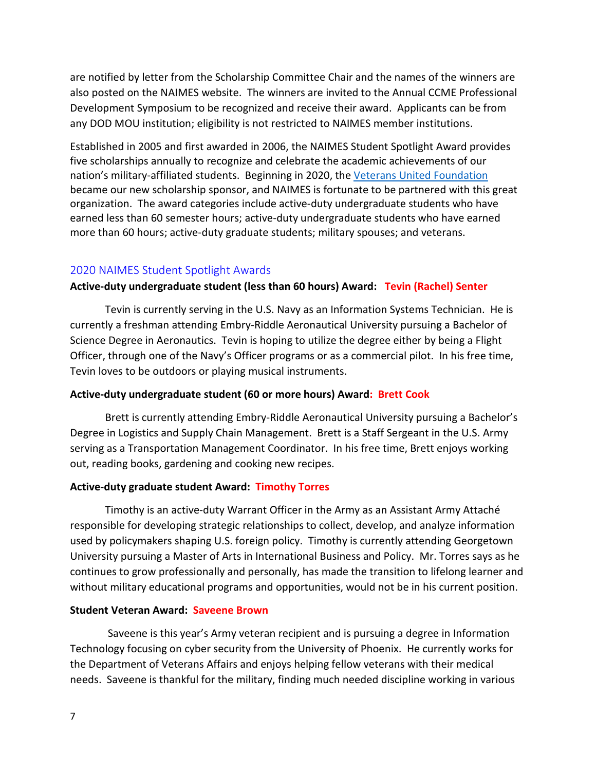are notified by letter from the Scholarship Committee Chair and the names of the winners are also posted on the NAIMES website. The winners are invited to the Annual CCME Professional Development Symposium to be recognized and receive their award. Applicants can be from any DOD MOU institution; eligibility is not restricted to NAIMES member institutions.

Established in 2005 and first awarded in 2006, the NAIMES Student Spotlight Award provides five scholarships annually to recognize and celebrate the academic achievements of our nation's military-affiliated students. Beginning in 2020, the [Veterans United Foundation] became our new scholarship sponsor, and NAIMES is fortunate to be partnered with this great organization. The award categories include active-duty undergraduate students who have earned less than 60 semester hours; active-duty undergraduate students who have earned more than 60 hours; active-duty graduate students; military spouses; and veterans.

## 2020 NAIMES Student Spotlight Awards

**Active-duty undergraduate student (less than 60 hours) Award: Tevin (Rachel) Senter**

Tevin is currently serving in the U.S. Navy as an Information Systems Technician. He is currently a freshman attending Embry-Riddle Aeronautical University pursuing a Bachelor of Science Degree in Aeronautics. Tevin is hoping to utilize the degree either by being a Flight Officer, through one of the Navy's Officer programs or as a commercial pilot. In his free time, Tevin loves to be outdoors or playing musical instruments.

**Active-duty undergraduate student (60 or more hours) Award: Brett Cook**

Brett is currently attending Embry-Riddle Aeronautical University pursuing a Bachelor's Degree in Logistics and Supply Chain Management. Brett is a Staff Sergeant in the U.S. Army serving as a Transportation Management Coordinator. In his free time, Brett enjoys working out, reading books, gardening and cooking new recipes.

**Active-duty graduate student Award: Timothy Torres**

Timothy is an active-duty Warrant Officer in the Army as an Assistant Army Attaché responsible for developing strategic relationships to collect, develop, and analyze information used by policymakers shaping U.S. foreign policy. Timothy is currently attending Georgetown University pursuing a Master of Arts in International Business and Policy. Mr. Torres says as he continues to grow professionally and personally, has made the transition to lifelong learner and without military educational programs and opportunities, would not be in his current position.

**Student Veteran Award: Saveene Brown**

Saveene is this year's Army veteran recipient and is pursuing a degree in Information Technology focusing on cyber security from the University of Phoenix. He currently works for the Department of Veterans Affairs and enjoys helping fellow veterans with their medical needs. Saveene is thankful for the military, finding much needed discipline working in various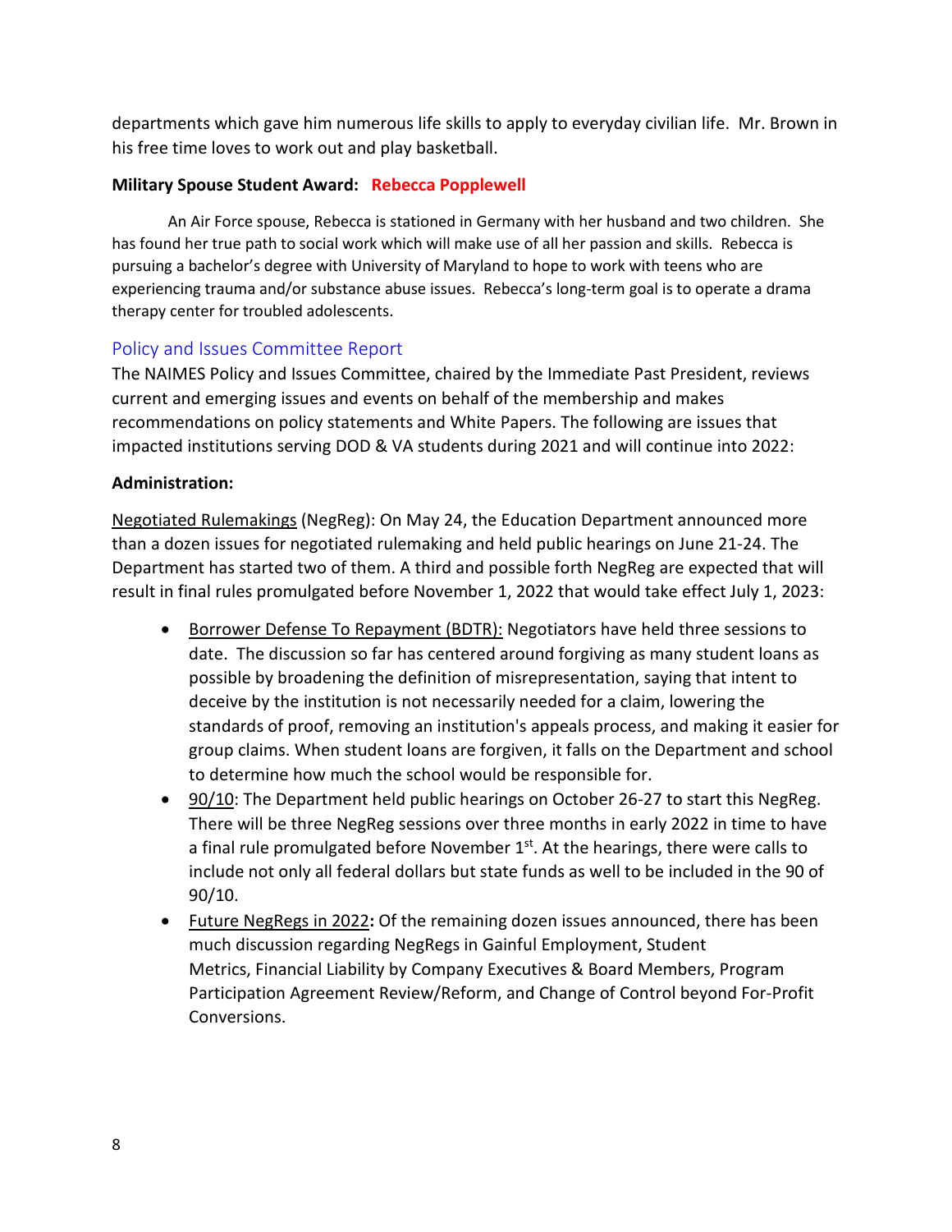departments which gave him numerous life skills to apply to everyday civilian life. Mr. Brown in his free time loves to work out and play basketball.

**Military Spouse Student Award: Rebecca Popplewell**

An Air Force spouse, Rebecca is stationed in Germany with her husband and two children. She has found her true path to social work which will make use of all her passion and skills. Rebecca is pursuing a bachelor's degree with University of Maryland to hope to work with teens who are experiencing trauma and/or substance abuse issues. Rebecca's long-term goal is to operate a drama therapy center for troubled adolescents.

## Policy and Issues Committee Report

The NAIMES Policy and Issues Committee, chaired by the Immediate Past President, reviews current and emerging issues and events on behalf of the membership and makes recommendations on policy statements and White Papers. The following are issues that impacted institutions serving DOD & VA students during 2021 and will continue into 2022:

**Administration:**

Negotiated Rulemakings (NegReg): On May 24, the Education Department announced more than a dozen issues for negotiated rulemaking and held public hearings on June 21-24. The Department has started two of them. A third and possible forth NegReg are expected that will result in final rules promulgated before November 1, 2022 that would take effect July 1, 2023:

- Borrower Defense To Repayment (BDTR): Negotiators have held three sessions to date. The discussion so far has centered around forgiving as many student loans as possible by broadening the definition of misrepresentation, saying that intent to deceive by the institution is not necessarily needed for a claim, lowering the standards of proof, removing an institution's appeals process, and making it easier for group claims. When student loans are forgiven, it falls on the Department and school to determine how much the school would be responsible for.
- 90/10: The Department held public hearings on October 26-27 to start this NegReg. There will be three NegReg sessions over three months in early 2022 in time to have a final rule promulgated before November 1st. At the hearings, there were calls to include not only all federal dollars but state funds as well to be included in the 90 of 90/10.
- Future NegRegs in 2022**:** Of the remaining dozen issues announced, there has been much discussion regarding NegRegs in Gainful Employment, Student Metrics, Financial Liability by Company Executives & Board Members, Program Participation Agreement Review/Reform, and Change of Control beyond For-Profit Conversions.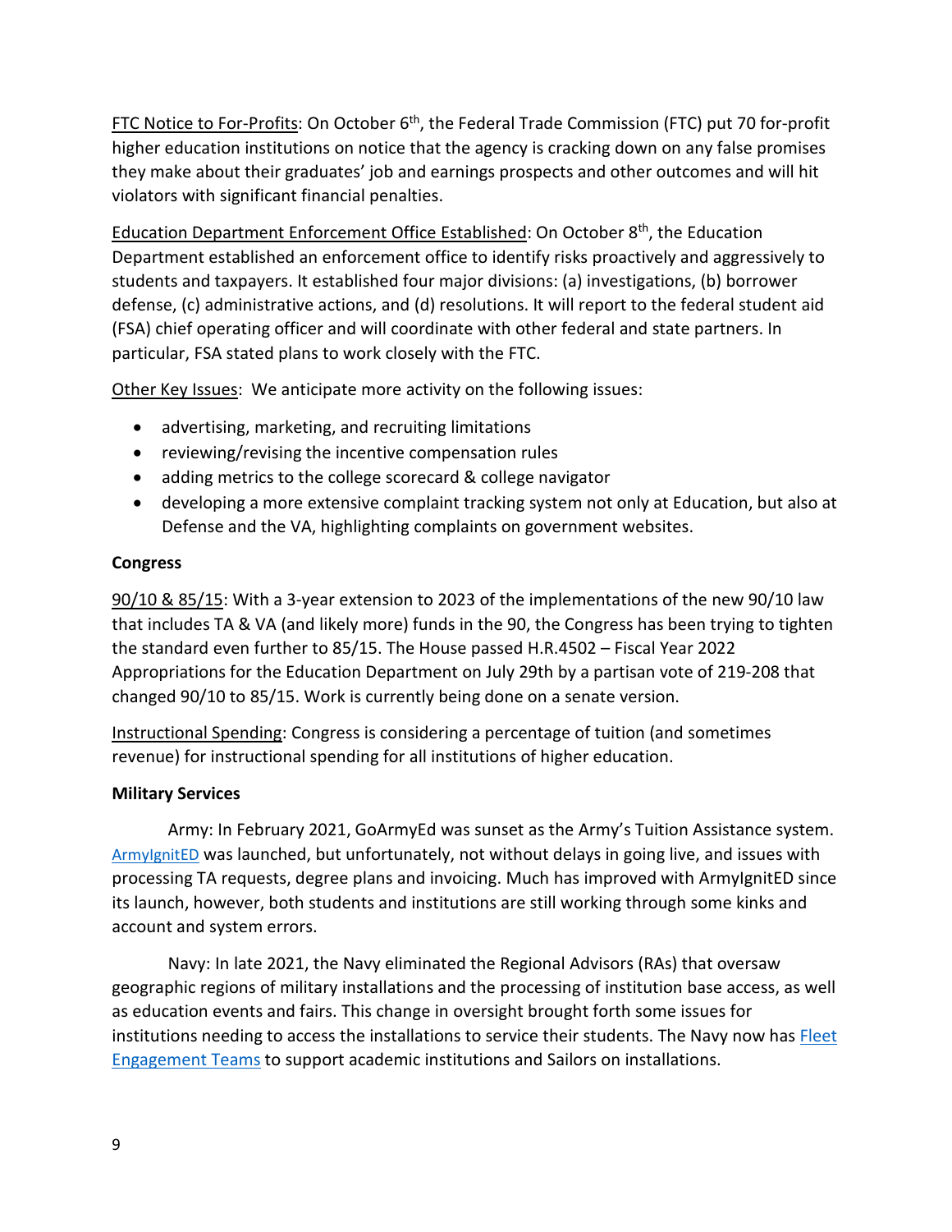FTC Notice to For-Profits: On October 6th, the Federal Trade Commission (FTC) put 70 for-profit higher education institutions on notice that the agency is cracking down on any false promises they make about their graduates' job and earnings prospects and other outcomes and will hit violators with significant financial penalties.

Education Department Enforcement Office Established: On October 8th, the Education Department established an enforcement office to identify risks proactively and aggressively to students and taxpayers. It established four major divisions: (a) investigations, (b) borrower defense, (c) administrative actions, and (d) resolutions. It will report to the federal student aid (FSA) chief operating officer and will coordinate with other federal and state partners. In particular, FSA stated plans to work closely with the FTC.

Other Key Issues: We anticipate more activity on the following issues:

- advertising, marketing, and recruiting limitations
- reviewing/revising the incentive compensation rules
- adding metrics to the college scorecard & college navigator
- developing a more extensive complaint tracking system not only at Education, but also at Defense and the VA, highlighting complaints on government websites.

**Congress**

90/10 & 85/15: With a 3-year extension to 2023 of the implementations of the new 90/10 law that includes TA & VA (and likely more) funds in the 90, the Congress has been trying to tighten the standard even further to 85/15. The House passed H.R.4502 – Fiscal Year 2022 Appropriations for the Education Department on July 29th by a partisan vote of 219-208 that changed 90/10 to 85/15. Work is currently being done on a senate version.

Instructional Spending: Congress is considering a percentage of tuition (and sometimes revenue) for instructional spending for all institutions of higher education.

**Military Services**

Army: In February 2021, GoArmyEd was sunset as the Army's Tuition Assistance system. ArmyIgnitED was launched, but unfortunately, not without delays in going live, and issues with processing TA requests, degree plans and invoicing. Much has improved with ArmyIgnitED since its launch, however, both students and institutions are still working through some kinks and account and system errors.

Navy: In late 2021, the Navy eliminated the Regional Advisors (RAs) that oversaw geographic regions of military installations and the processing of institution base access, as well as education events and fairs. This change in oversight brought forth some issues for institutions needing to access the installations to service their students. The Navy now has Fleet Engagement Teams to support academic institutions and Sailors on installations.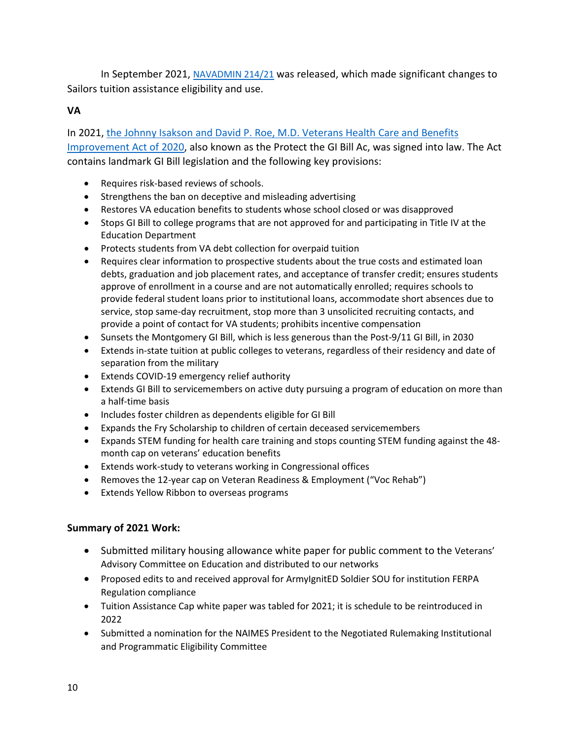In September 2021, [NAVADMIN 214/21](#) was released, which made significant changes to Sailors tuition assistance eligibility and use.

**VA**

In 2021, [the Johnny Isakson and David P. Roe, M.D. Veterans Health Care and Benefits Improvement Act of 2020](#), also known as the Protect the GI Bill Ac, was signed into law. The Act contains landmark GI Bill legislation and the following key provisions:

- Requires risk-based reviews of schools.
- Strengthens the ban on deceptive and misleading advertising
- Restores VA education benefits to students whose school closed or was disapproved
- Stops GI Bill to college programs that are not approved for and participating in Title IV at the Education Department
- Protects students from VA debt collection for overpaid tuition
- Requires clear information to prospective students about the true costs and estimated loan debts, graduation and job placement rates, and acceptance of transfer credit; ensures students approve of enrollment in a course and are not automatically enrolled; requires schools to provide federal student loans prior to institutional loans, accommodate short absences due to service, stop same-day recruitment, stop more than 3 unsolicited recruiting contacts, and provide a point of contact for VA students; prohibits incentive compensation
- Sunsets the Montgomery GI Bill, which is less generous than the Post-9/11 GI Bill, in 2030
- Extends in-state tuition at public colleges to veterans, regardless of their residency and date of separation from the military
- Extends COVID-19 emergency relief authority
- Extends GI Bill to servicemembers on active duty pursuing a program of education on more than a half-time basis
- Includes foster children as dependents eligible for GI Bill
- Expands the Fry Scholarship to children of certain deceased servicemembers
- Expands STEM funding for health care training and stops counting STEM funding against the 48-month cap on veterans' education benefits
- Extends work-study to veterans working in Congressional offices
- Removes the 12-year cap on Veteran Readiness & Employment ("Voc Rehab")
- Extends Yellow Ribbon to overseas programs

**Summary of 2021 Work:**

- Submitted military housing allowance white paper for public comment to the Veterans' Advisory Committee on Education and distributed to our networks
- Proposed edits to and received approval for ArmyIgnitED Soldier SOU for institution FERPA Regulation compliance
- Tuition Assistance Cap white paper was tabled for 2021; it is schedule to be reintroduced in 2022
- Submitted a nomination for the NAIMES President to the Negotiated Rulemaking Institutional and Programmatic Eligibility Committee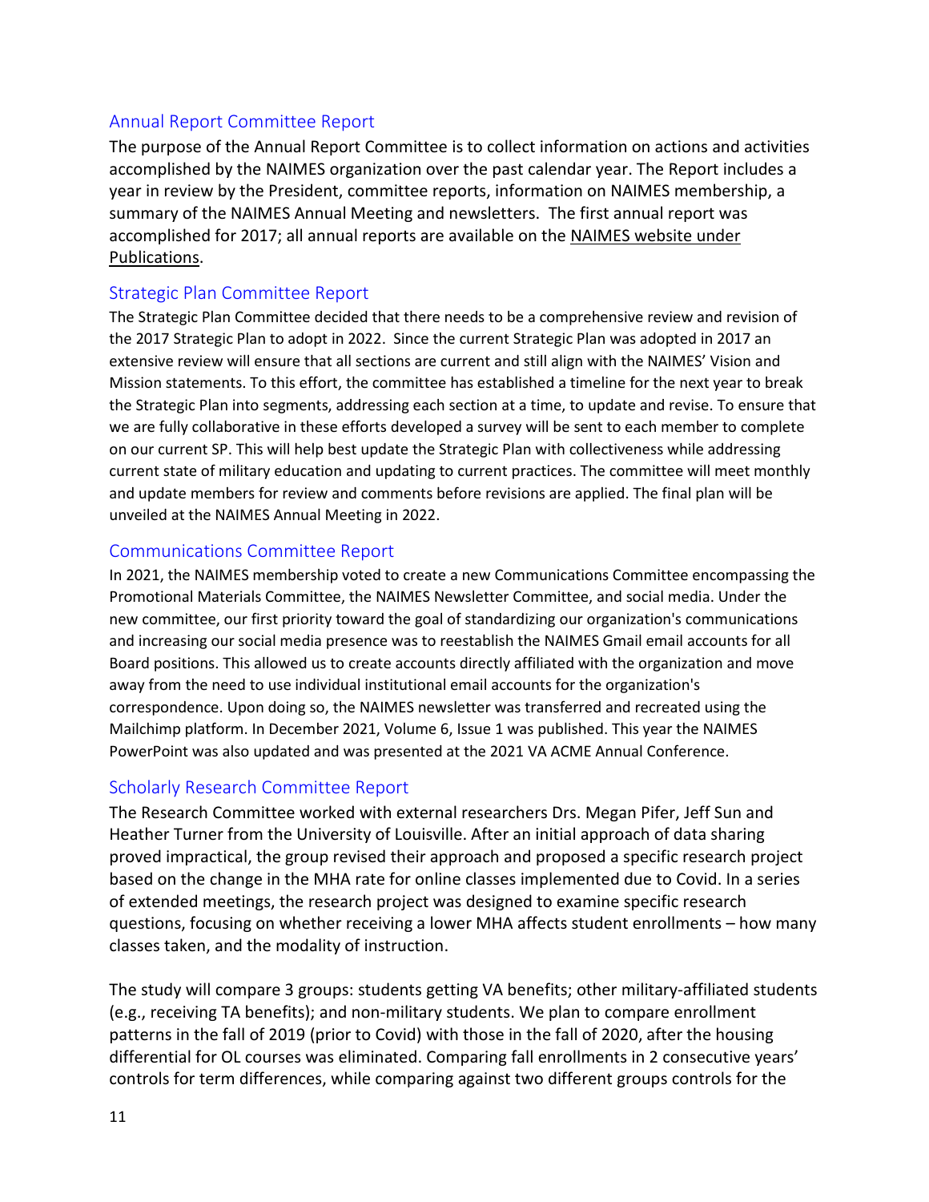## Annual Report Committee Report

The purpose of the Annual Report Committee is to collect information on actions and activities accomplished by the NAIMES organization over the past calendar year. The Report includes a year in review by the President, committee reports, information on NAIMES membership, a summary of the NAIMES Annual Meeting and newsletters. The first annual report was accomplished for 2017; all annual reports are available on the NAIMES website under Publications.

## Strategic Plan Committee Report

The Strategic Plan Committee decided that there needs to be a comprehensive review and revision of the 2017 Strategic Plan to adopt in 2022. Since the current Strategic Plan was adopted in 2017 an extensive review will ensure that all sections are current and still align with the NAIMES' Vision and Mission statements. To this effort, the committee has established a timeline for the next year to break the Strategic Plan into segments, addressing each section at a time, to update and revise. To ensure that we are fully collaborative in these efforts developed a survey will be sent to each member to complete on our current SP. This will help best update the Strategic Plan with collectiveness while addressing current state of military education and updating to current practices. The committee will meet monthly and update members for review and comments before revisions are applied. The final plan will be unveiled at the NAIMES Annual Meeting in 2022.

## Communications Committee Report

In 2021, the NAIMES membership voted to create a new Communications Committee encompassing the Promotional Materials Committee, the NAIMES Newsletter Committee, and social media. Under the new committee, our first priority toward the goal of standardizing our organization's communications and increasing our social media presence was to reestablish the NAIMES Gmail email accounts for all Board positions. This allowed us to create accounts directly affiliated with the organization and move away from the need to use individual institutional email accounts for the organization's correspondence. Upon doing so, the NAIMES newsletter was transferred and recreated using the Mailchimp platform. In December 2021, Volume 6, Issue 1 was published. This year the NAIMES PowerPoint was also updated and was presented at the 2021 VA ACME Annual Conference.

## Scholarly Research Committee Report

The Research Committee worked with external researchers Drs. Megan Pifer, Jeff Sun and Heather Turner from the University of Louisville. After an initial approach of data sharing proved impractical, the group revised their approach and proposed a specific research project based on the change in the MHA rate for online classes implemented due to Covid. In a series of extended meetings, the research project was designed to examine specific research questions, focusing on whether receiving a lower MHA affects student enrollments – how many classes taken, and the modality of instruction.

The study will compare 3 groups: students getting VA benefits; other military-affiliated students (e.g., receiving TA benefits); and non-military students. We plan to compare enrollment patterns in the fall of 2019 (prior to Covid) with those in the fall of 2020, after the housing differential for OL courses was eliminated. Comparing fall enrollments in 2 consecutive years' controls for term differences, while comparing against two different groups controls for the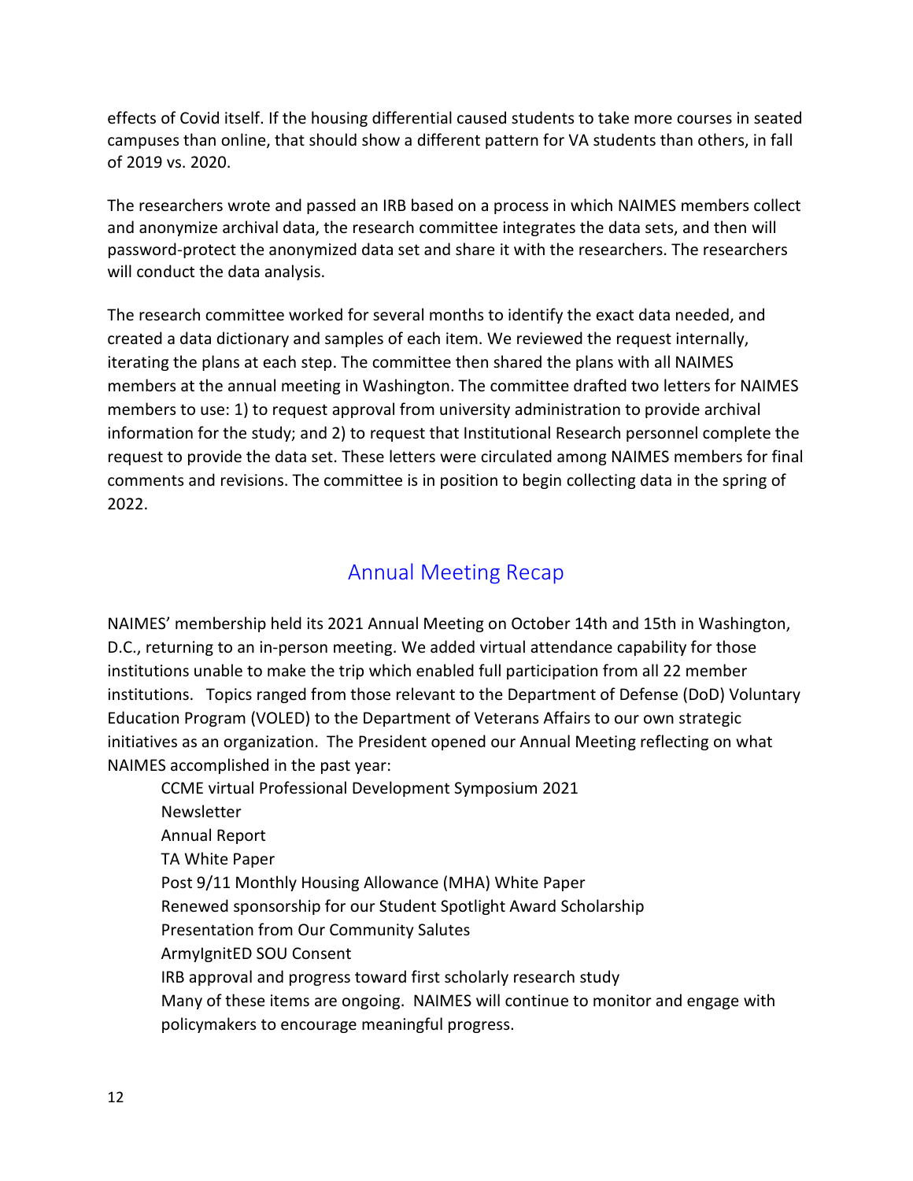effects of Covid itself. If the housing differential caused students to take more courses in seated campuses than online, that should show a different pattern for VA students than others, in fall of 2019 vs. 2020.

The researchers wrote and passed an IRB based on a process in which NAIMES members collect and anonymize archival data, the research committee integrates the data sets, and then will password-protect the anonymized data set and share it with the researchers. The researchers will conduct the data analysis.

The research committee worked for several months to identify the exact data needed, and created a data dictionary and samples of each item. We reviewed the request internally, iterating the plans at each step. The committee then shared the plans with all NAIMES members at the annual meeting in Washington. The committee drafted two letters for NAIMES members to use: 1) to request approval from university administration to provide archival information for the study; and 2) to request that Institutional Research personnel complete the request to provide the data set. These letters were circulated among NAIMES members for final comments and revisions. The committee is in position to begin collecting data in the spring of 2022.

## Annual Meeting Recap

NAIMES' membership held its 2021 Annual Meeting on October 14th and 15th in Washington, D.C., returning to an in-person meeting. We added virtual attendance capability for those institutions unable to make the trip which enabled full participation from all 22 member institutions. Topics ranged from those relevant to the Department of Defense (DoD) Voluntary Education Program (VOLED) to the Department of Veterans Affairs to our own strategic initiatives as an organization. The President opened our Annual Meeting reflecting on what NAIMES accomplished in the past year:

- CCME virtual Professional Development Symposium 2021
- Newsletter
- Annual Report
- TA White Paper
- Post 9/11 Monthly Housing Allowance (MHA) White Paper
- Renewed sponsorship for our Student Spotlight Award Scholarship
- Presentation from Our Community Salutes
- ArmyIgnitED SOU Consent
- IRB approval and progress toward first scholarly research study

Many of these items are ongoing. NAIMES will continue to monitor and engage with policymakers to encourage meaningful progress.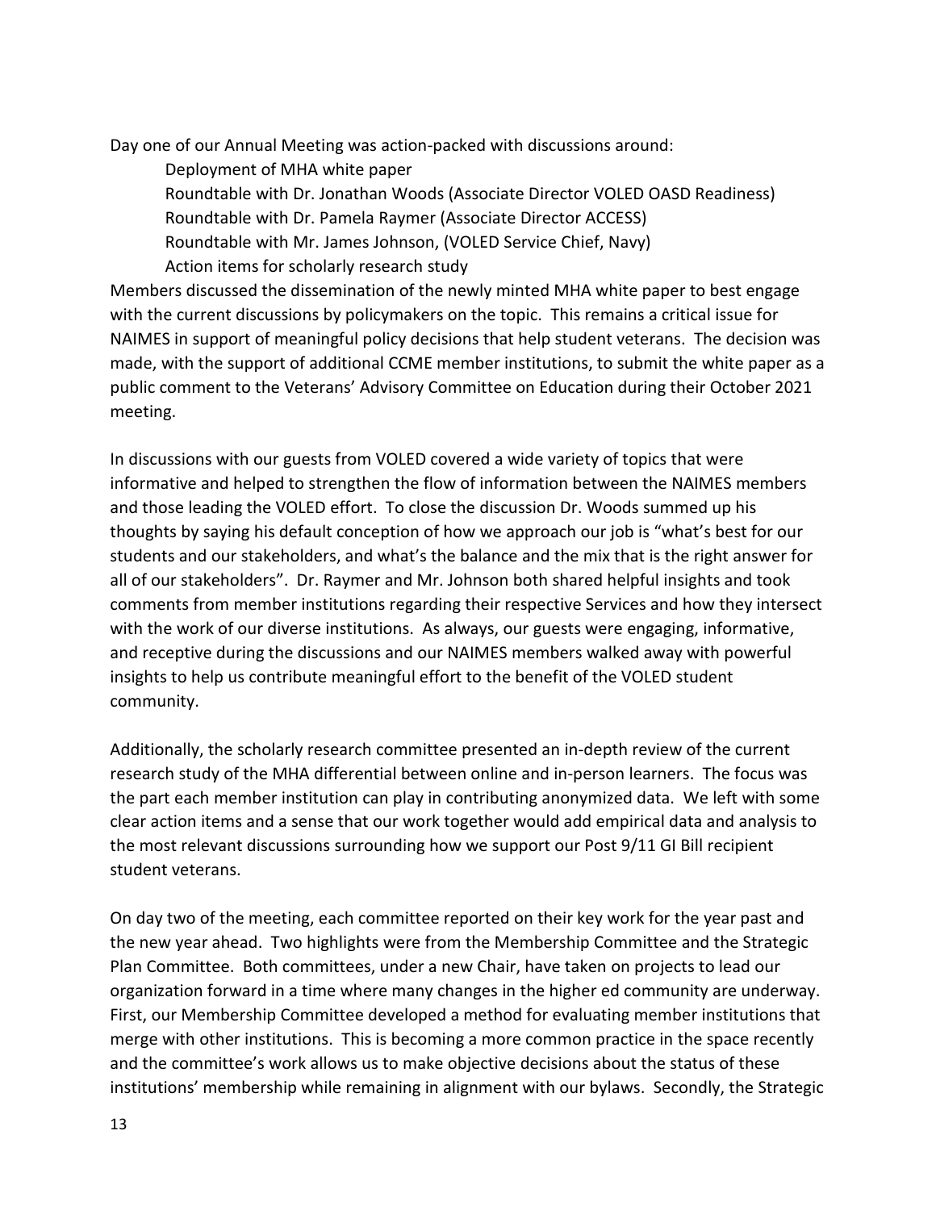Day one of our Annual Meeting was action-packed with discussions around:

- Deployment of MHA white paper
- Roundtable with Dr. Jonathan Woods (Associate Director VOLED OASD Readiness)
- Roundtable with Dr. Pamela Raymer (Associate Director ACCESS)
- Roundtable with Mr. James Johnson, (VOLED Service Chief, Navy)
- Action items for scholarly research study

Members discussed the dissemination of the newly minted MHA white paper to best engage with the current discussions by policymakers on the topic. This remains a critical issue for NAIMES in support of meaningful policy decisions that help student veterans. The decision was made, with the support of additional CCME member institutions, to submit the white paper as a public comment to the Veterans' Advisory Committee on Education during their October 2021 meeting.

In discussions with our guests from VOLED covered a wide variety of topics that were informative and helped to strengthen the flow of information between the NAIMES members and those leading the VOLED effort. To close the discussion Dr. Woods summed up his thoughts by saying his default conception of how we approach our job is "what's best for our students and our stakeholders, and what's the balance and the mix that is the right answer for all of our stakeholders". Dr. Raymer and Mr. Johnson both shared helpful insights and took comments from member institutions regarding their respective Services and how they intersect with the work of our diverse institutions. As always, our guests were engaging, informative, and receptive during the discussions and our NAIMES members walked away with powerful insights to help us contribute meaningful effort to the benefit of the VOLED student community.

Additionally, the scholarly research committee presented an in-depth review of the current research study of the MHA differential between online and in-person learners. The focus was the part each member institution can play in contributing anonymized data. We left with some clear action items and a sense that our work together would add empirical data and analysis to the most relevant discussions surrounding how we support our Post 9/11 GI Bill recipient student veterans.

On day two of the meeting, each committee reported on their key work for the year past and the new year ahead. Two highlights were from the Membership Committee and the Strategic Plan Committee. Both committees, under a new Chair, have taken on projects to lead our organization forward in a time where many changes in the higher ed community are underway. First, our Membership Committee developed a method for evaluating member institutions that merge with other institutions. This is becoming a more common practice in the space recently and the committee's work allows us to make objective decisions about the status of these institutions' membership while remaining in alignment with our bylaws. Secondly, the Strategic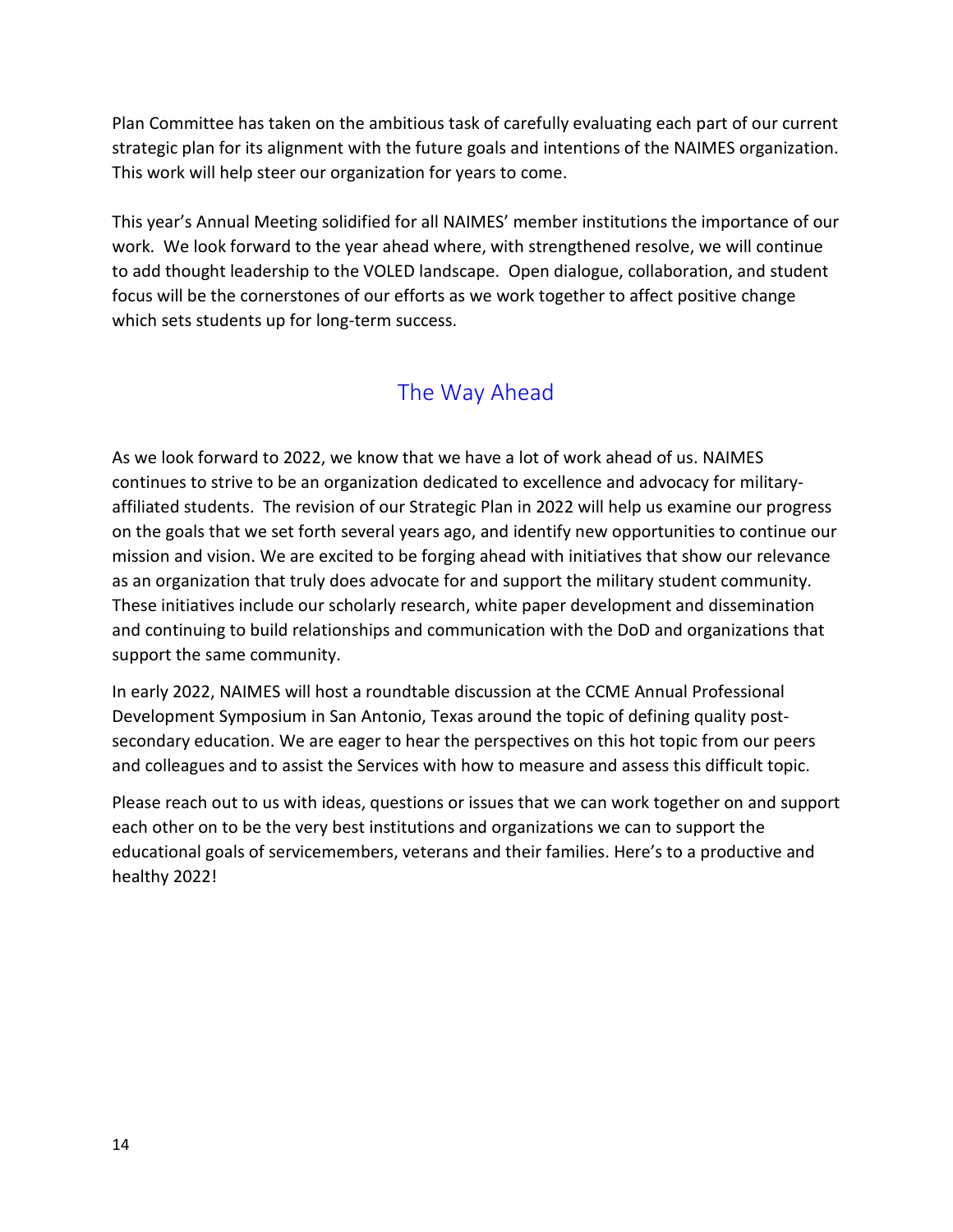Plan Committee has taken on the ambitious task of carefully evaluating each part of our current strategic plan for its alignment with the future goals and intentions of the NAIMES organization. This work will help steer our organization for years to come.

This year's Annual Meeting solidified for all NAIMES' member institutions the importance of our work. We look forward to the year ahead where, with strengthened resolve, we will continue to add thought leadership to the VOLED landscape. Open dialogue, collaboration, and student focus will be the cornerstones of our efforts as we work together to affect positive change which sets students up for long-term success.

## The Way Ahead

As we look forward to 2022, we know that we have a lot of work ahead of us. NAIMES continues to strive to be an organization dedicated to excellence and advocacy for military-affiliated students. The revision of our Strategic Plan in 2022 will help us examine our progress on the goals that we set forth several years ago, and identify new opportunities to continue our mission and vision. We are excited to be forging ahead with initiatives that show our relevance as an organization that truly does advocate for and support the military student community. These initiatives include our scholarly research, white paper development and dissemination and continuing to build relationships and communication with the DoD and organizations that support the same community.

In early 2022, NAIMES will host a roundtable discussion at the CCME Annual Professional Development Symposium in San Antonio, Texas around the topic of defining quality post-secondary education. We are eager to hear the perspectives on this hot topic from our peers and colleagues and to assist the Services with how to measure and assess this difficult topic.

Please reach out to us with ideas, questions or issues that we can work together on and support each other on to be the very best institutions and organizations we can to support the educational goals of servicemembers, veterans and their families. Here's to a productive and healthy 2022!